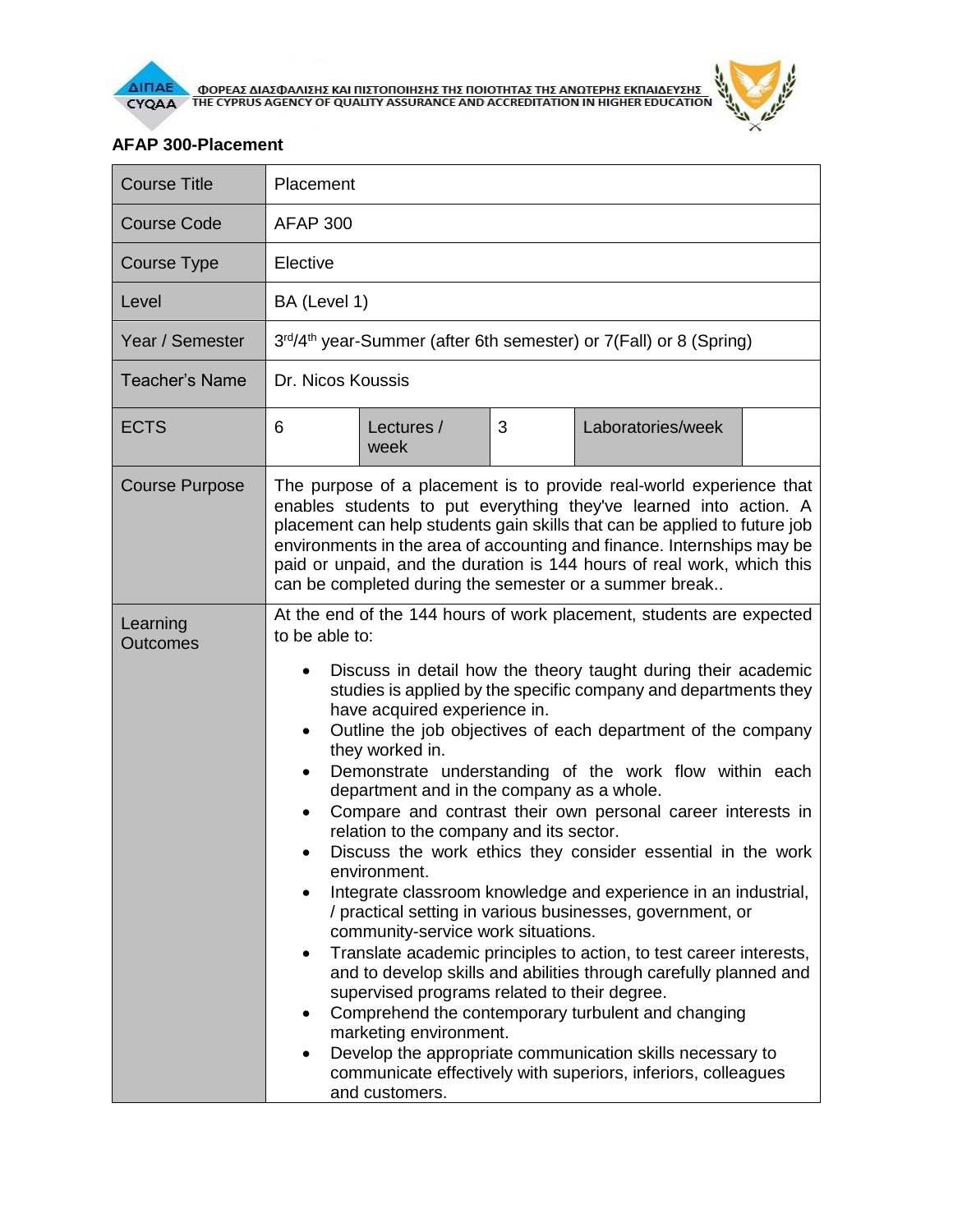## AFAP 300-Placement

| Course Title | Placement | | | | |
|---|---|---|---|---|---|
| Course Code | AFAP 300 | | | | |
| Course Type | Elective | | | | |
| Level | BA (Level 1) | | | | |
| Year / Semester | 3rd/4th year-Summer (after 6th semester) or 7(Fall) or 8 (Spring) | | | | |
| Teacher's Name | Dr. Nicos Koussis | | | | |
| ECTS | 6 | Lectures / week | 3 | Laboratories/week | |
| Course Purpose | The purpose of a placement is to provide real-world experience that enables students to put everything they've learned into action. A placement can help students gain skills that can be applied to future job environments in the area of accounting and finance. Internships may be paid or unpaid, and the duration is 144 hours of real work, which this can be completed during the semester or a summer break.. | | | | |
| Learning Outcomes | At the end of the 144 hours of work placement, students are expected to be able to:<br>• Discuss in detail how the theory taught during their academic studies is applied by the specific company and departments they have acquired experience in.<br>• Outline the job objectives of each department of the company they worked in.<br>• Demonstrate understanding of the work flow within each department and in the company as a whole.<br>• Compare and contrast their own personal career interests in relation to the company and its sector.<br>• Discuss the work ethics they consider essential in the work environment.<br>• Integrate classroom knowledge and experience in an industrial, / practical setting in various businesses, government, or community-service work situations.<br>• Translate academic principles to action, to test career interests, and to develop skills and abilities through carefully planned and supervised programs related to their degree.<br>• Comprehend the contemporary turbulent and changing marketing environment.<br>• Develop the appropriate communication skills necessary to communicate effectively with superiors, inferiors, colleagues and customers. | | | | |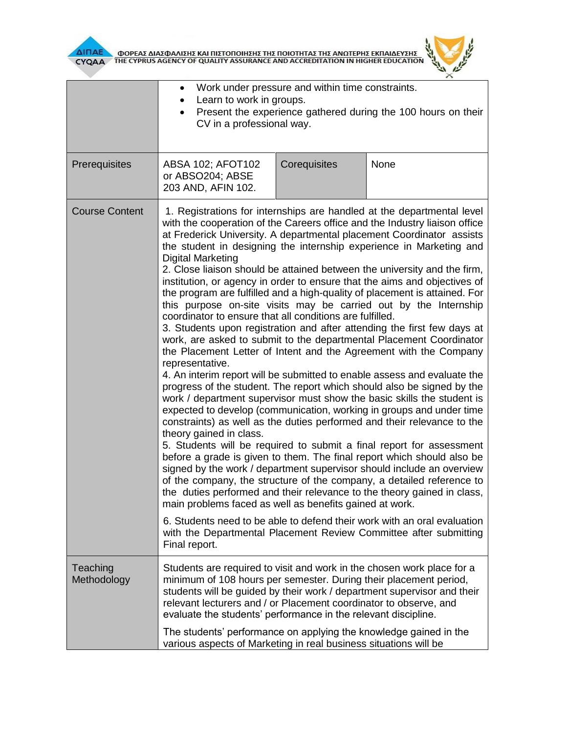| | | | |
|---|---|---|---|
| | • Work under pressure and within time constraints.<br>• Learn to work in groups.<br>• Present the experience gathered during the 100 hours on their CV in a professional way. | | |
| Prerequisites | ABSA 102; AFOT102 or ABSO204; ABSE 203 AND, AFIN 102. | Corequisites | None |
| Course Content | 1. Registrations for internships are handled at the departmental level with the cooperation of the Careers office and the Industry liaison office at Frederick University. A departmental placement Coordinator assists the student in designing the internship experience in Marketing and Digital Marketing<br>2. Close liaison should be attained between the university and the firm, institution, or agency in order to ensure that the aims and objectives of the program are fulfilled and a high-quality of placement is attained. For this purpose on-site visits may be carried out by the Internship coordinator to ensure that all conditions are fulfilled.<br>3. Students upon registration and after attending the first few days at work, are asked to submit to the departmental Placement Coordinator the Placement Letter of Intent and the Agreement with the Company representative.<br>4. An interim report will be submitted to enable assess and evaluate the progress of the student. The report which should also be signed by the work / department supervisor must show the basic skills the student is expected to develop (communication, working in groups and under time constraints) as well as the duties performed and their relevance to the theory gained in class.<br>5. Students will be required to submit a final report for assessment before a grade is given to them. The final report which should also be signed by the work / department supervisor should include an overview of the company, the structure of the company, a detailed reference to the duties performed and their relevance to the theory gained in class, main problems faced as well as benefits gained at work.<br>6. Students need to be able to defend their work with an oral evaluation with the Departmental Placement Review Committee after submitting Final report. | | |
| Teaching Methodology | Students are required to visit and work in the chosen work place for a minimum of 108 hours per semester. During their placement period, students will be guided by their work / department supervisor and their relevant lecturers and / or Placement coordinator to observe, and evaluate the students' performance in the relevant discipline.<br>The students' performance on applying the knowledge gained in the various aspects of Marketing in real business situations will be | | |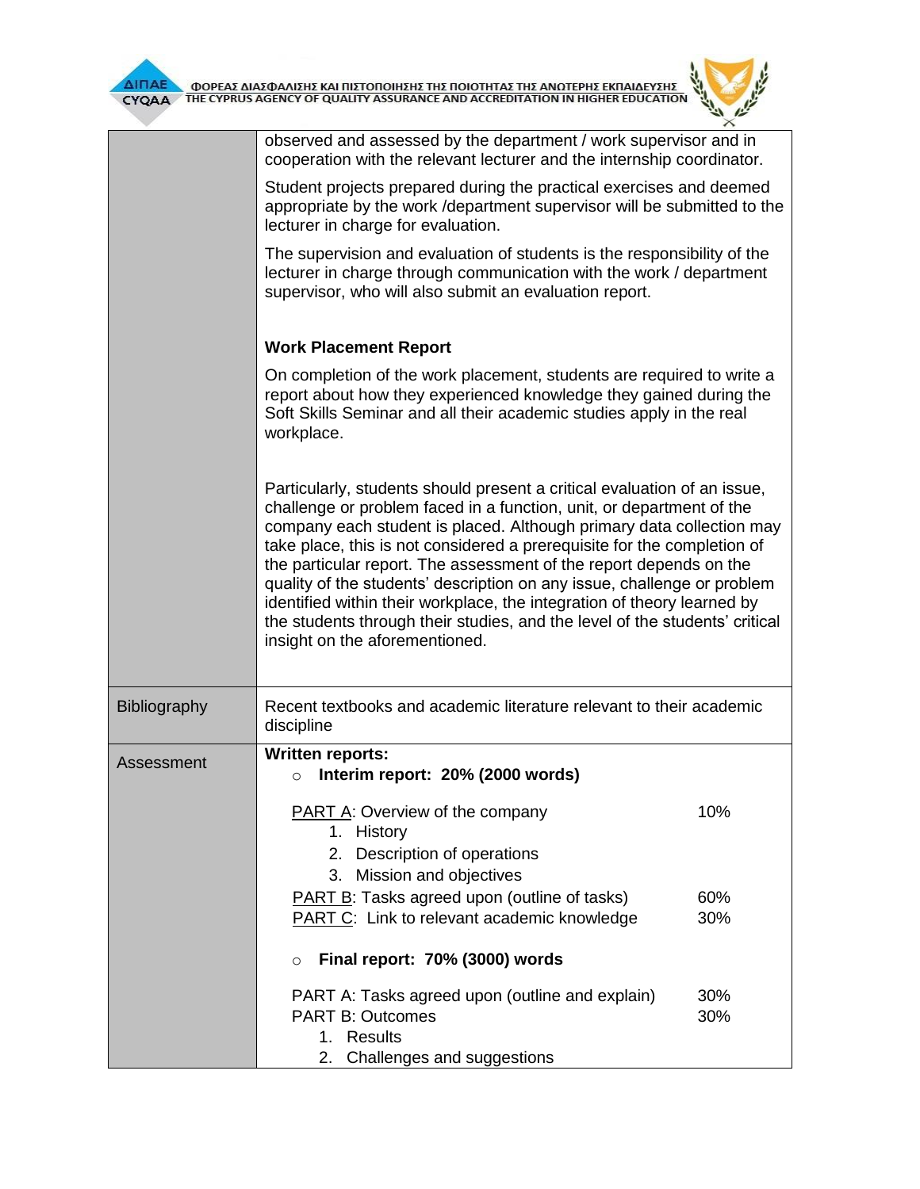| | |
|---|---|
| | observed and assessed by the department / work supervisor and in cooperation with the relevant lecturer and the internship coordinator.<br><br>Student projects prepared during the practical exercises and deemed appropriate by the work /department supervisor will be submitted to the lecturer in charge for evaluation.<br><br>The supervision and evaluation of students is the responsibility of the lecturer in charge through communication with the work / department supervisor, who will also submit an evaluation report.<br><br>**Work Placement Report**<br><br>On completion of the work placement, students are required to write a report about how they experienced knowledge they gained during the Soft Skills Seminar and all their academic studies apply in the real workplace.<br><br>Particularly, students should present a critical evaluation of an issue, challenge or problem faced in a function, unit, or department of the company each student is placed. Although primary data collection may take place, this is not considered a prerequisite for the completion of the particular report. The assessment of the report depends on the quality of the students' description on any issue, challenge or problem identified within their workplace, the integration of theory learned by the students through their studies, and the level of the students' critical insight on the aforementioned. |
| Bibliography | Recent textbooks and academic literature relevant to their academic discipline |
| Assessment | **Written reports:**<br>○ **Interim report: 20% (2000 words)**<br><br>PART A: Overview of the company — 10%<br>1. History<br>2. Description of operations<br>3. Mission and objectives<br>PART B: Tasks agreed upon (outline of tasks) — 60%<br>PART C: Link to relevant academic knowledge — 30%<br><br>○ **Final report: 70% (3000) words**<br><br>PART A: Tasks agreed upon (outline and explain) — 30%<br>PART B: Outcomes — 30%<br>1. Results<br>2. Challenges and suggestions |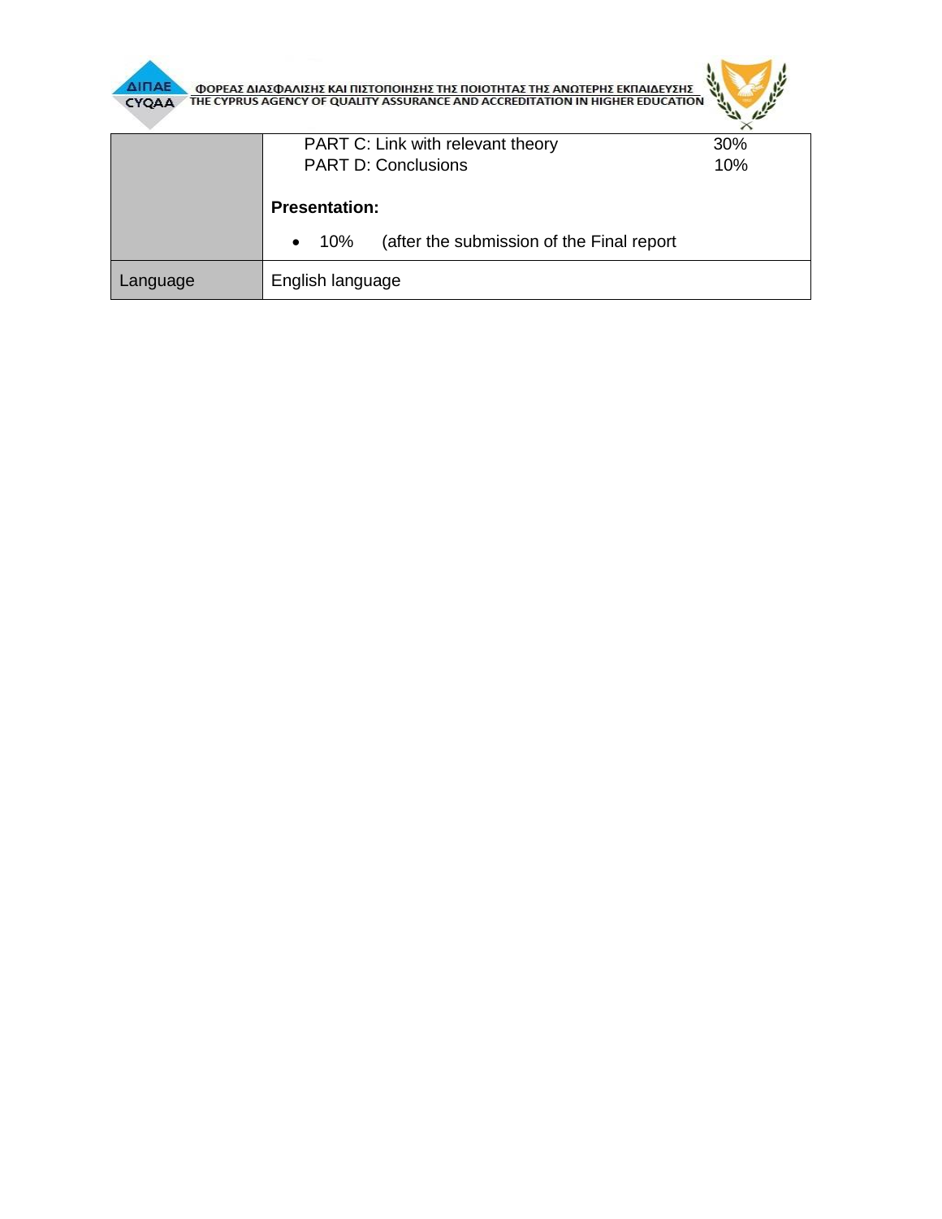| | |
|---|---|
| | PART C: Link with relevant theory 30%<br>PART D: Conclusions 10%<br><br>**Presentation:**<br><br>• 10% (after the submission of the Final report |
| Language | English language |